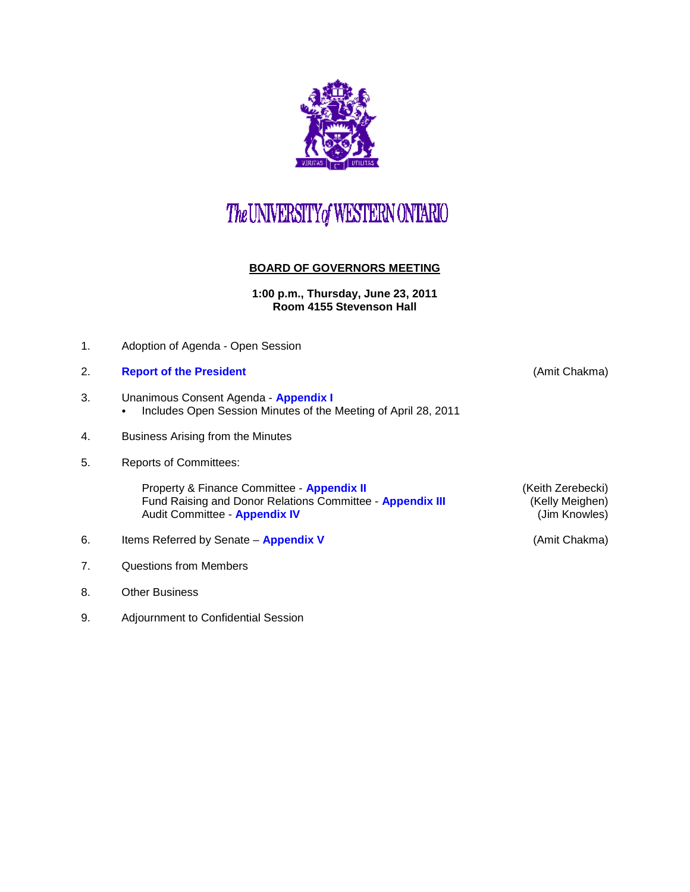# The UNIVERSITY of WESTERN ONTARIO

## BOARD OF GOVERNORS MEETING

**1:00 p.m., Thursday, June 23, 2011**
**Room 4155 Stevenson Hall**

1. Adoption of Agenda - Open Session
2. **Report of the President** (Amit Chakma)
3. Unanimous Consent Agenda - **Appendix I**
   - Includes Open Session Minutes of the Meeting of April 28, 2011
4. Business Arising from the Minutes
5. Reports of Committees:

   Property & Finance Committee - **Appendix II** (Keith Zerebecki)
   Fund Raising and Donor Relations Committee - **Appendix III** (Kelly Meighen)
   Audit Committee - **Appendix IV** (Jim Knowles)

6. Items Referred by Senate – **Appendix V** (Amit Chakma)
7. Questions from Members
8. Other Business
9. Adjournment to Confidential Session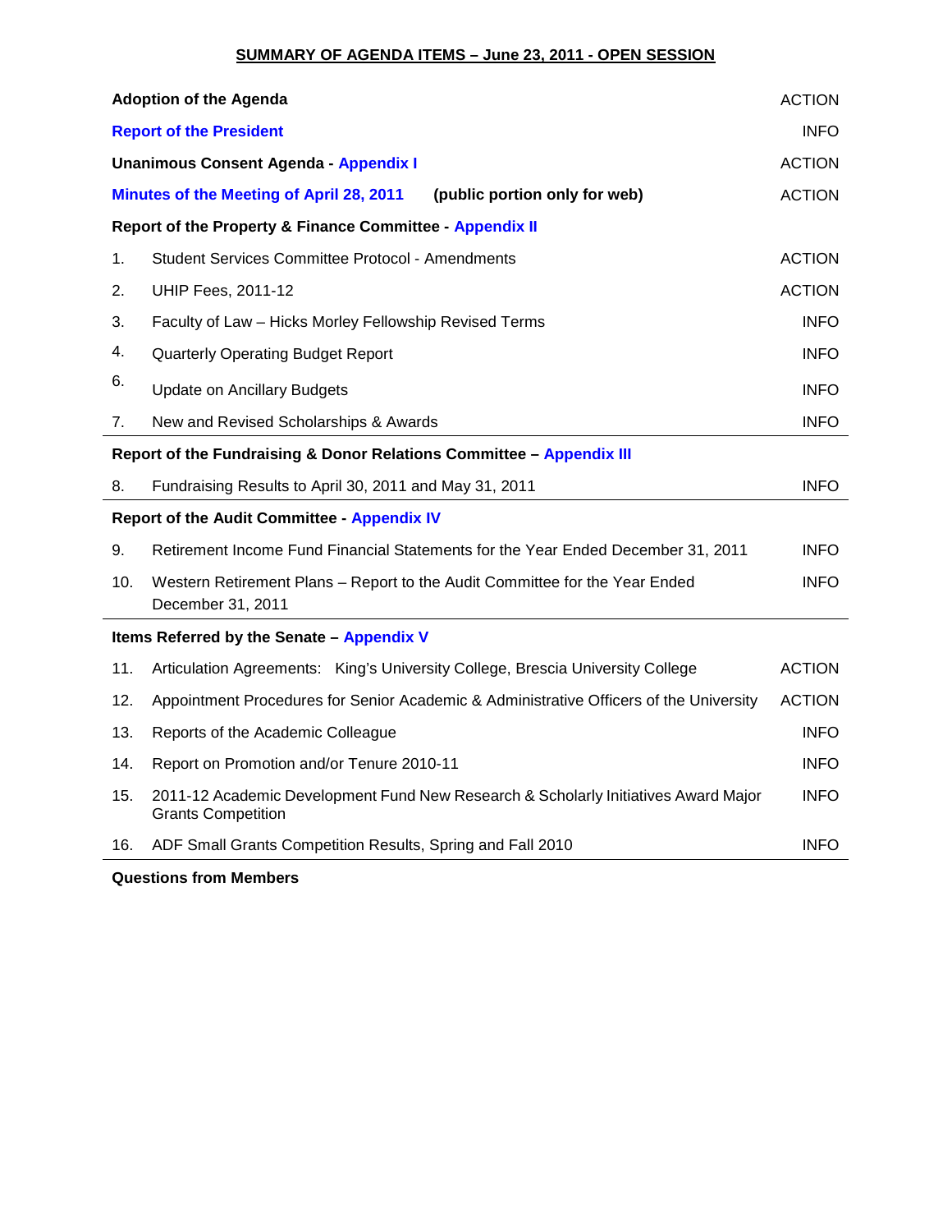# SUMMARY OF AGENDA ITEMS – June 23, 2011 - OPEN SESSION

| | | |
|---|---|---|
| **Adoption of the Agenda** | | ACTION |
| **Report of the President** | | INFO |
| **Unanimous Consent Agenda - Appendix I** | | ACTION |
| **Minutes of the Meeting of April 28, 2011** **(public portion only for web)** | | ACTION |
| **Report of the Property & Finance Committee - Appendix II** | | |
| 1. | Student Services Committee Protocol - Amendments | ACTION |
| 2. | UHIP Fees, 2011-12 | ACTION |
| 3. | Faculty of Law – Hicks Morley Fellowship Revised Terms | INFO |
| 4. | Quarterly Operating Budget Report | INFO |
| 6. | Update on Ancillary Budgets | INFO |
| 7. | New and Revised Scholarships & Awards | INFO |
| **Report of the Fundraising & Donor Relations Committee – Appendix III** | | |
| 8. | Fundraising Results to April 30, 2011 and May 31, 2011 | INFO |
| **Report of the Audit Committee - Appendix IV** | | |
| 9. | Retirement Income Fund Financial Statements for the Year Ended December 31, 2011 | INFO |
| 10. | Western Retirement Plans – Report to the Audit Committee for the Year Ended December 31, 2011 | INFO |
| **Items Referred by the Senate – Appendix V** | | |
| 11. | Articulation Agreements: King's University College, Brescia University College | ACTION |
| 12. | Appointment Procedures for Senior Academic & Administrative Officers of the University | ACTION |
| 13. | Reports of the Academic Colleague | INFO |
| 14. | Report on Promotion and/or Tenure 2010-11 | INFO |
| 15. | 2011-12 Academic Development Fund New Research & Scholarly Initiatives Award Major Grants Competition | INFO |
| 16. | ADF Small Grants Competition Results, Spring and Fall 2010 | INFO |

**Questions from Members**